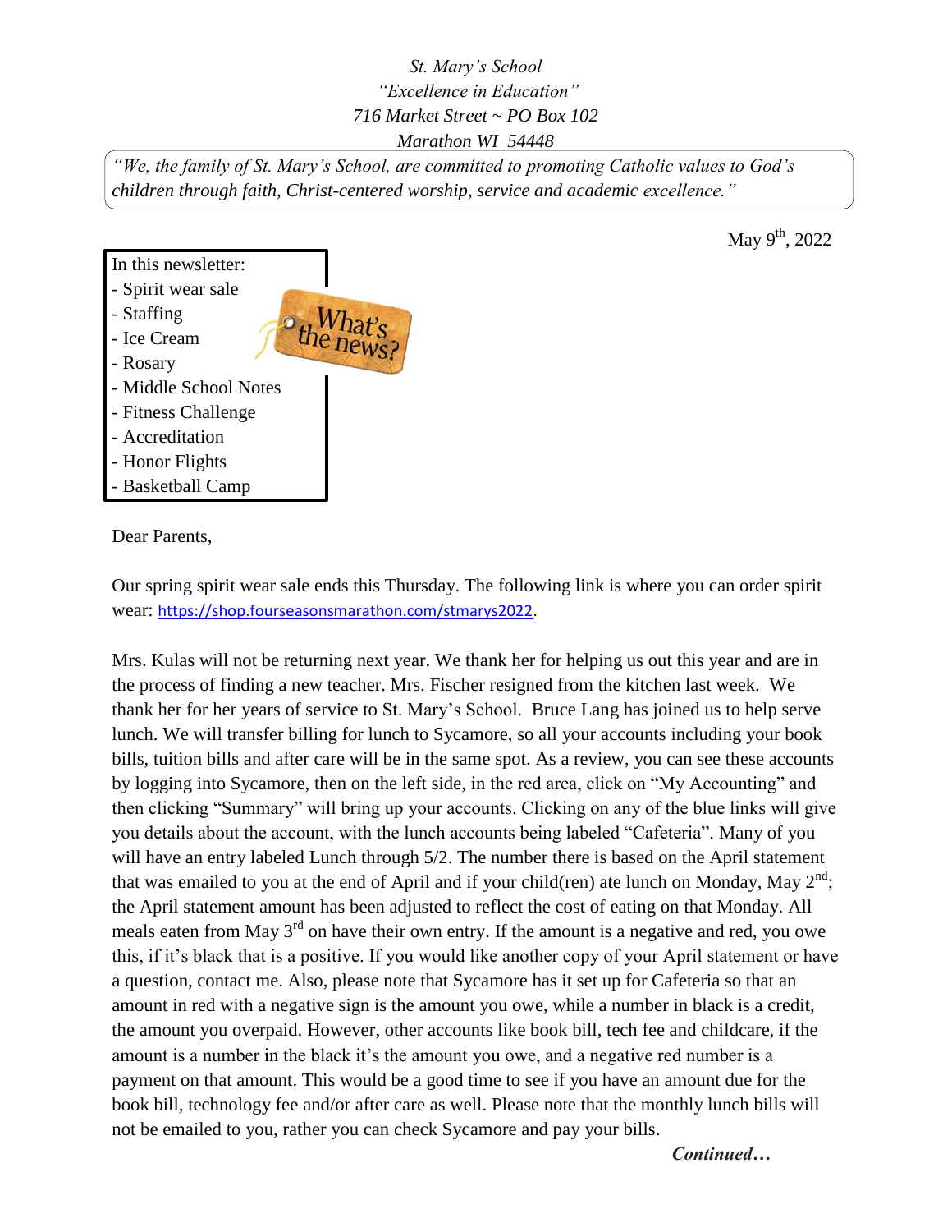*St. Mary's School*
*"Excellence in Education"*
*716 Market Street ~ PO Box 102*
*Marathon WI 54448*

*"We, the family of St. Mary's School, are committed to promoting Catholic values to God's children through faith, Christ-centered worship, service and academic excellence."*

May 9th, 2022

In this newsletter:
- Spirit wear sale
- Staffing
- Ice Cream
- Rosary
- Middle School Notes
- Fitness Challenge
- Accreditation
- Honor Flights
- Basketball Camp

Dear Parents,

Our spring spirit wear sale ends this Thursday. The following link is where you can order spirit wear: https://shop.fourseasonsmarathon.com/stmarys2022.

Mrs. Kulas will not be returning next year. We thank her for helping us out this year and are in the process of finding a new teacher. Mrs. Fischer resigned from the kitchen last week. We thank her for her years of service to St. Mary's School. Bruce Lang has joined us to help serve lunch. We will transfer billing for lunch to Sycamore, so all your accounts including your book bills, tuition bills and after care will be in the same spot. As a review, you can see these accounts by logging into Sycamore, then on the left side, in the red area, click on "My Accounting" and then clicking "Summary" will bring up your accounts. Clicking on any of the blue links will give you details about the account, with the lunch accounts being labeled "Cafeteria". Many of you will have an entry labeled Lunch through 5/2. The number there is based on the April statement that was emailed to you at the end of April and if your child(ren) ate lunch on Monday, May 2nd; the April statement amount has been adjusted to reflect the cost of eating on that Monday. All meals eaten from May 3rd on have their own entry. If the amount is a negative and red, you owe this, if it's black that is a positive. If you would like another copy of your April statement or have a question, contact me. Also, please note that Sycamore has it set up for Cafeteria so that an amount in red with a negative sign is the amount you owe, while a number in black is a credit, the amount you overpaid. However, other accounts like book bill, tech fee and childcare, if the amount is a number in the black it's the amount you owe, and a negative red number is a payment on that amount. This would be a good time to see if you have an amount due for the book bill, technology fee and/or after care as well. Please note that the monthly lunch bills will not be emailed to you, rather you can check Sycamore and pay your bills.

***Continued…***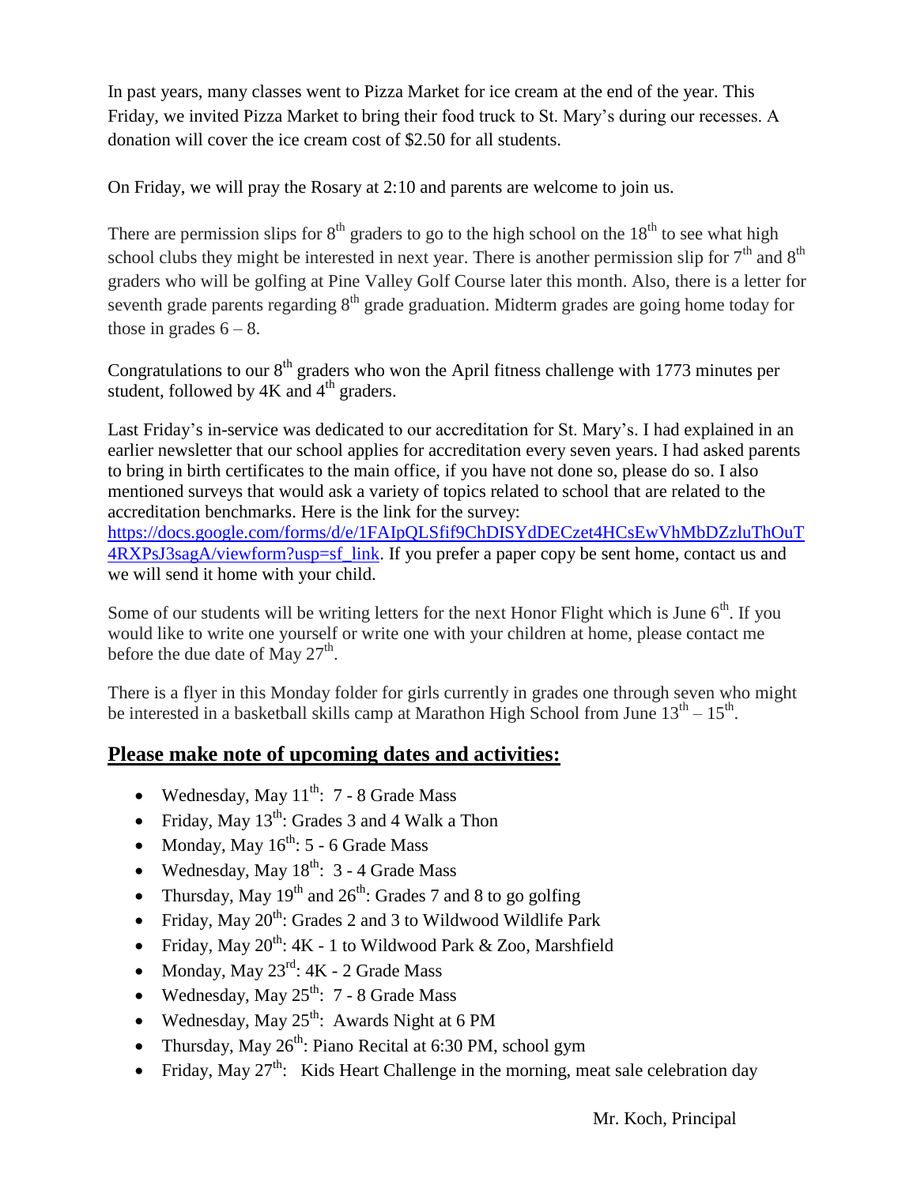In past years, many classes went to Pizza Market for ice cream at the end of the year. This Friday, we invited Pizza Market to bring their food truck to St. Mary's during our recesses. A donation will cover the ice cream cost of $2.50 for all students.

On Friday, we will pray the Rosary at 2:10 and parents are welcome to join us.

There are permission slips for 8th graders to go to the high school on the 18th to see what high school clubs they might be interested in next year. There is another permission slip for 7th and 8th graders who will be golfing at Pine Valley Golf Course later this month. Also, there is a letter for seventh grade parents regarding 8th grade graduation. Midterm grades are going home today for those in grades 6 – 8.

Congratulations to our 8th graders who won the April fitness challenge with 1773 minutes per student, followed by 4K and 4th graders.

Last Friday's in-service was dedicated to our accreditation for St. Mary's. I had explained in an earlier newsletter that our school applies for accreditation every seven years. I had asked parents to bring in birth certificates to the main office, if you have not done so, please do so. I also mentioned surveys that would ask a variety of topics related to school that are related to the accreditation benchmarks. Here is the link for the survey: [https://docs.google.com/forms/d/e/1FAIpQLSfif9ChDISYdDECzet4HCsEwVhMbDZzluThOuT4RXPsJ3sagA/viewform?usp=sf_link](https://docs.google.com/forms/d/e/1FAIpQLSfif9ChDISYdDECzet4HCsEwVhMbDZzluThOuT4RXPsJ3sagA/viewform?usp=sf_link). If you prefer a paper copy be sent home, contact us and we will send it home with your child.

Some of our students will be writing letters for the next Honor Flight which is June 6th. If you would like to write one yourself or write one with your children at home, please contact me before the due date of May 27th.

There is a flyer in this Monday folder for girls currently in grades one through seven who might be interested in a basketball skills camp at Marathon High School from June 13th – 15th.

## **Please make note of upcoming dates and activities:**

- Wednesday, May 11th: 7 - 8 Grade Mass
- Friday, May 13th: Grades 3 and 4 Walk a Thon
- Monday, May 16th: 5 - 6 Grade Mass
- Wednesday, May 18th: 3 - 4 Grade Mass
- Thursday, May 19th and 26th: Grades 7 and 8 to go golfing
- Friday, May 20th: Grades 2 and 3 to Wildwood Wildlife Park
- Friday, May 20th: 4K - 1 to Wildwood Park & Zoo, Marshfield
- Monday, May 23rd: 4K - 2 Grade Mass
- Wednesday, May 25th: 7 - 8 Grade Mass
- Wednesday, May 25th: Awards Night at 6 PM
- Thursday, May 26th: Piano Recital at 6:30 PM, school gym
- Friday, May 27th: Kids Heart Challenge in the morning, meat sale celebration day

Mr. Koch, Principal